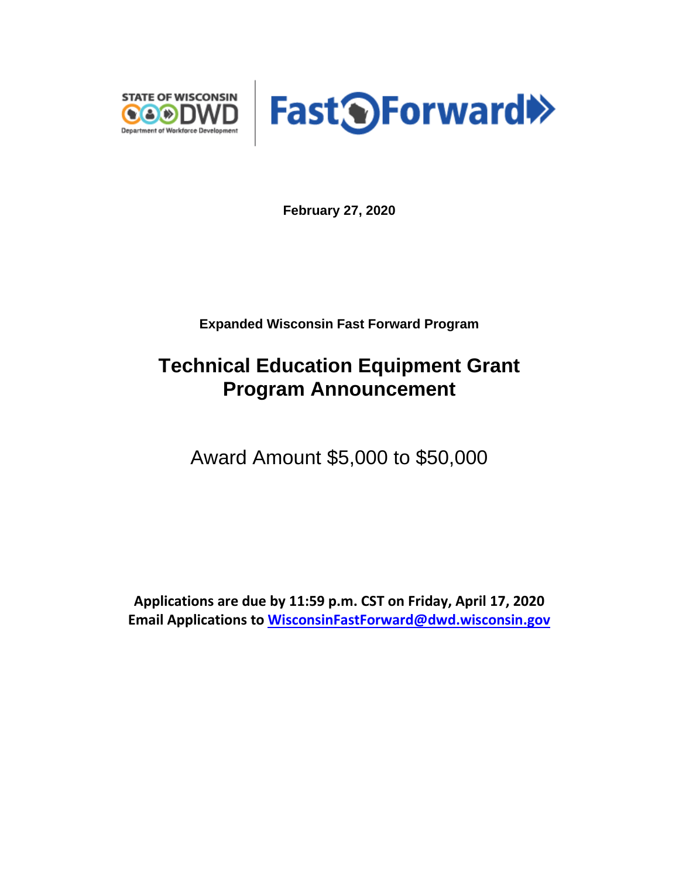STATE OF WISCONSIN DWD Department of Workforce Development | Fast Forward

**February 27, 2020**

**Expanded Wisconsin Fast Forward Program**

# Technical Education Equipment Grant Program Announcement

Award Amount $5,000 to $50,000

**Applications are due by 11:59 p.m. CST on Friday, April 17, 2020**
**Email Applications to [WisconsinFastForward@dwd.wisconsin.gov](mailto:WisconsinFastForward@dwd.wisconsin.gov)**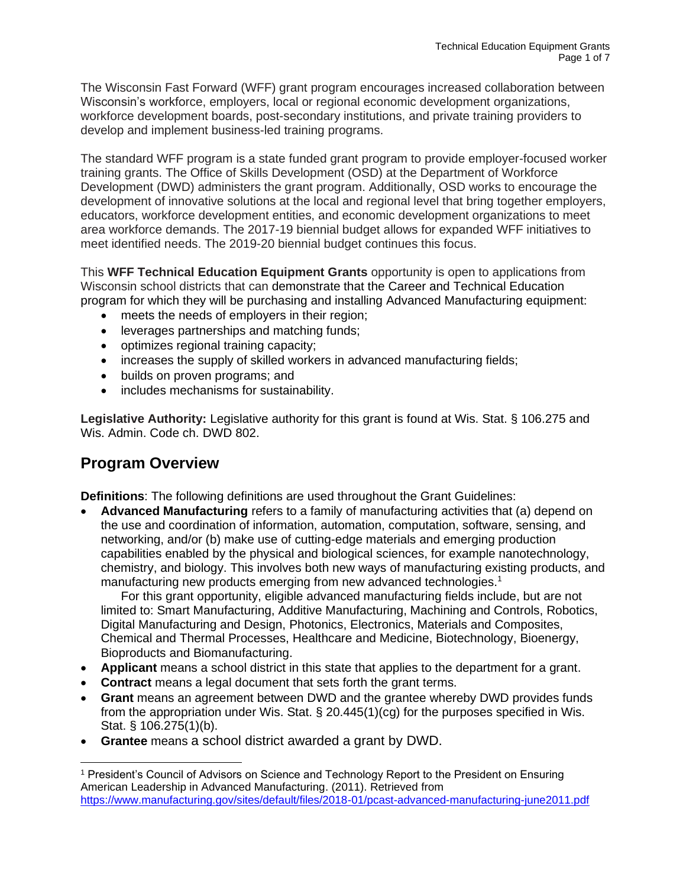The Wisconsin Fast Forward (WFF) grant program encourages increased collaboration between Wisconsin's workforce, employers, local or regional economic development organizations, workforce development boards, post-secondary institutions, and private training providers to develop and implement business-led training programs.

The standard WFF program is a state funded grant program to provide employer-focused worker training grants. The Office of Skills Development (OSD) at the Department of Workforce Development (DWD) administers the grant program. Additionally, OSD works to encourage the development of innovative solutions at the local and regional level that bring together employers, educators, workforce development entities, and economic development organizations to meet area workforce demands. The 2017-19 biennial budget allows for expanded WFF initiatives to meet identified needs. The 2019-20 biennial budget continues this focus.

This **WFF Technical Education Equipment Grants** opportunity is open to applications from Wisconsin school districts that can demonstrate that the Career and Technical Education program for which they will be purchasing and installing Advanced Manufacturing equipment:

- meets the needs of employers in their region;
- leverages partnerships and matching funds;
- optimizes regional training capacity;
- increases the supply of skilled workers in advanced manufacturing fields;
- builds on proven programs; and
- includes mechanisms for sustainability.

**Legislative Authority:** Legislative authority for this grant is found at Wis. Stat. § 106.275 and Wis. Admin. Code ch. DWD 802.

## Program Overview

**Definitions**: The following definitions are used throughout the Grant Guidelines:

- **Advanced Manufacturing** refers to a family of manufacturing activities that (a) depend on the use and coordination of information, automation, computation, software, sensing, and networking, and/or (b) make use of cutting-edge materials and emerging production capabilities enabled by the physical and biological sciences, for example nanotechnology, chemistry, and biology. This involves both new ways of manufacturing existing products, and manufacturing new products emerging from new advanced technologies.[1]

  For this grant opportunity, eligible advanced manufacturing fields include, but are not limited to: Smart Manufacturing, Additive Manufacturing, Machining and Controls, Robotics, Digital Manufacturing and Design, Photonics, Electronics, Materials and Composites, Chemical and Thermal Processes, Healthcare and Medicine, Biotechnology, Bioenergy, Bioproducts and Biomanufacturing.
- **Applicant** means a school district in this state that applies to the department for a grant.
- **Contract** means a legal document that sets forth the grant terms.
- **Grant** means an agreement between DWD and the grantee whereby DWD provides funds from the appropriation under Wis. Stat. § 20.445(1)(cg) for the purposes specified in Wis. Stat. § 106.275(1)(b).
- **Grantee** means a school district awarded a grant by DWD.

[1] President's Council of Advisors on Science and Technology Report to the President on Ensuring American Leadership in Advanced Manufacturing. (2011). Retrieved from https://www.manufacturing.gov/sites/default/files/2018-01/pcast-advanced-manufacturing-june2011.pdf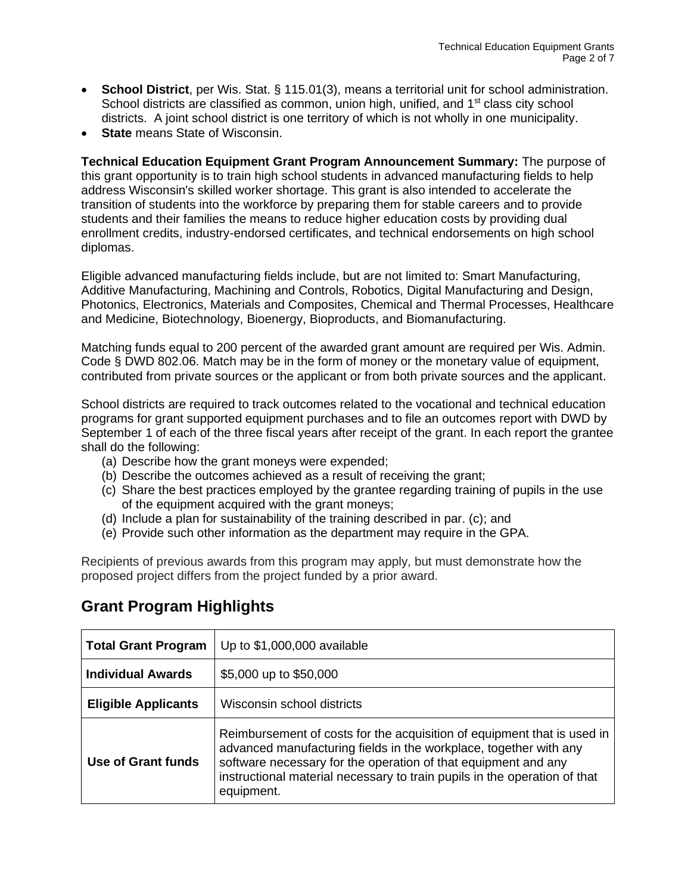- **School District**, per Wis. Stat. § 115.01(3), means a territorial unit for school administration. School districts are classified as common, union high, unified, and 1st class city school districts. A joint school district is one territory of which is not wholly in one municipality.
- **State** means State of Wisconsin.

**Technical Education Equipment Grant Program Announcement Summary:** The purpose of this grant opportunity is to train high school students in advanced manufacturing fields to help address Wisconsin's skilled worker shortage. This grant is also intended to accelerate the transition of students into the workforce by preparing them for stable careers and to provide students and their families the means to reduce higher education costs by providing dual enrollment credits, industry-endorsed certificates, and technical endorsements on high school diplomas.

Eligible advanced manufacturing fields include, but are not limited to: Smart Manufacturing, Additive Manufacturing, Machining and Controls, Robotics, Digital Manufacturing and Design, Photonics, Electronics, Materials and Composites, Chemical and Thermal Processes, Healthcare and Medicine, Biotechnology, Bioenergy, Bioproducts, and Biomanufacturing.

Matching funds equal to 200 percent of the awarded grant amount are required per Wis. Admin. Code § DWD 802.06. Match may be in the form of money or the monetary value of equipment, contributed from private sources or the applicant or from both private sources and the applicant.

School districts are required to track outcomes related to the vocational and technical education programs for grant supported equipment purchases and to file an outcomes report with DWD by September 1 of each of the three fiscal years after receipt of the grant. In each report the grantee shall do the following:

(a) Describe how the grant moneys were expended;
(b) Describe the outcomes achieved as a result of receiving the grant;
(c) Share the best practices employed by the grantee regarding training of pupils in the use of the equipment acquired with the grant moneys;
(d) Include a plan for sustainability of the training described in par. (c); and
(e) Provide such other information as the department may require in the GPA.

Recipients of previous awards from this program may apply, but must demonstrate how the proposed project differs from the project funded by a prior award.

## Grant Program Highlights

| | |
|---|---|
| **Total Grant Program** | Up to $1,000,000 available |
| **Individual Awards** | $5,000 up to $50,000 |
| **Eligible Applicants** | Wisconsin school districts |
| **Use of Grant funds** | Reimbursement of costs for the acquisition of equipment that is used in advanced manufacturing fields in the workplace, together with any software necessary for the operation of that equipment and any instructional material necessary to train pupils in the operation of that equipment. |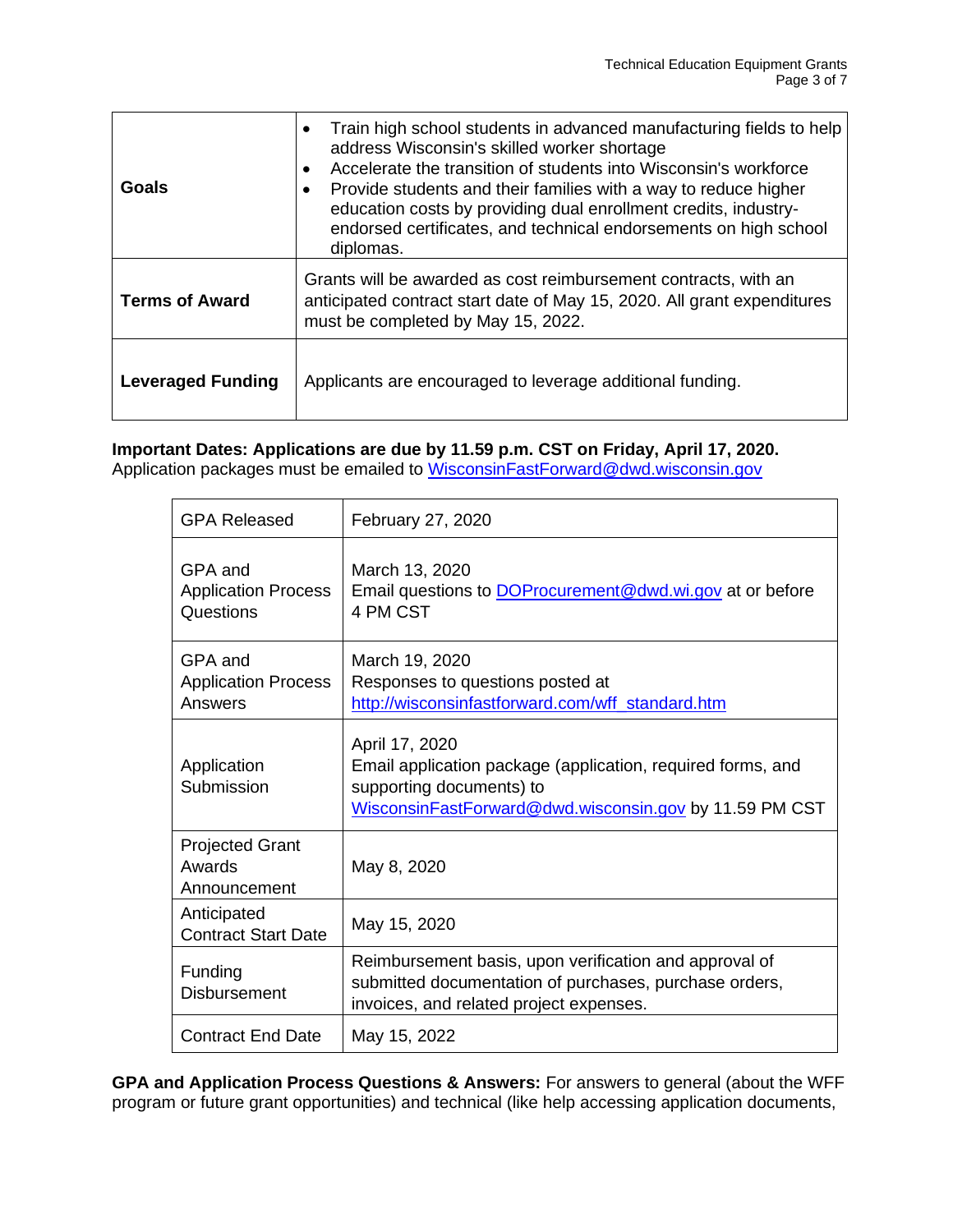| | |
|---|---|
| **Goals** | • Train high school students in advanced manufacturing fields to help address Wisconsin's skilled worker shortage<br>• Accelerate the transition of students into Wisconsin's workforce<br>• Provide students and their families with a way to reduce higher education costs by providing dual enrollment credits, industry-endorsed certificates, and technical endorsements on high school diplomas. |
| **Terms of Award** | Grants will be awarded as cost reimbursement contracts, with an anticipated contract start date of May 15, 2020. All grant expenditures must be completed by May 15, 2022. |
| **Leveraged Funding** | Applicants are encouraged to leverage additional funding. |

**Important Dates: Applications are due by 11.59 p.m. CST on Friday, April 17, 2020.**
Application packages must be emailed to WisconsinFastForward@dwd.wisconsin.gov

| | |
|---|---|
| GPA Released | February 27, 2020 |
| GPA and Application Process Questions | March 13, 2020<br>Email questions to DOProcurement@dwd.wi.gov at or before 4 PM CST |
| GPA and Application Process Answers | March 19, 2020<br>Responses to questions posted at http://wisconsinfastforward.com/wff_standard.htm |
| Application Submission | April 17, 2020<br>Email application package (application, required forms, and supporting documents) to WisconsinFastForward@dwd.wisconsin.gov by 11.59 PM CST |
| Projected Grant Awards Announcement | May 8, 2020 |
| Anticipated Contract Start Date | May 15, 2020 |
| Funding Disbursement | Reimbursement basis, upon verification and approval of submitted documentation of purchases, purchase orders, invoices, and related project expenses. |
| Contract End Date | May 15, 2022 |

**GPA and Application Process Questions & Answers:** For answers to general (about the WFF program or future grant opportunities) and technical (like help accessing application documents,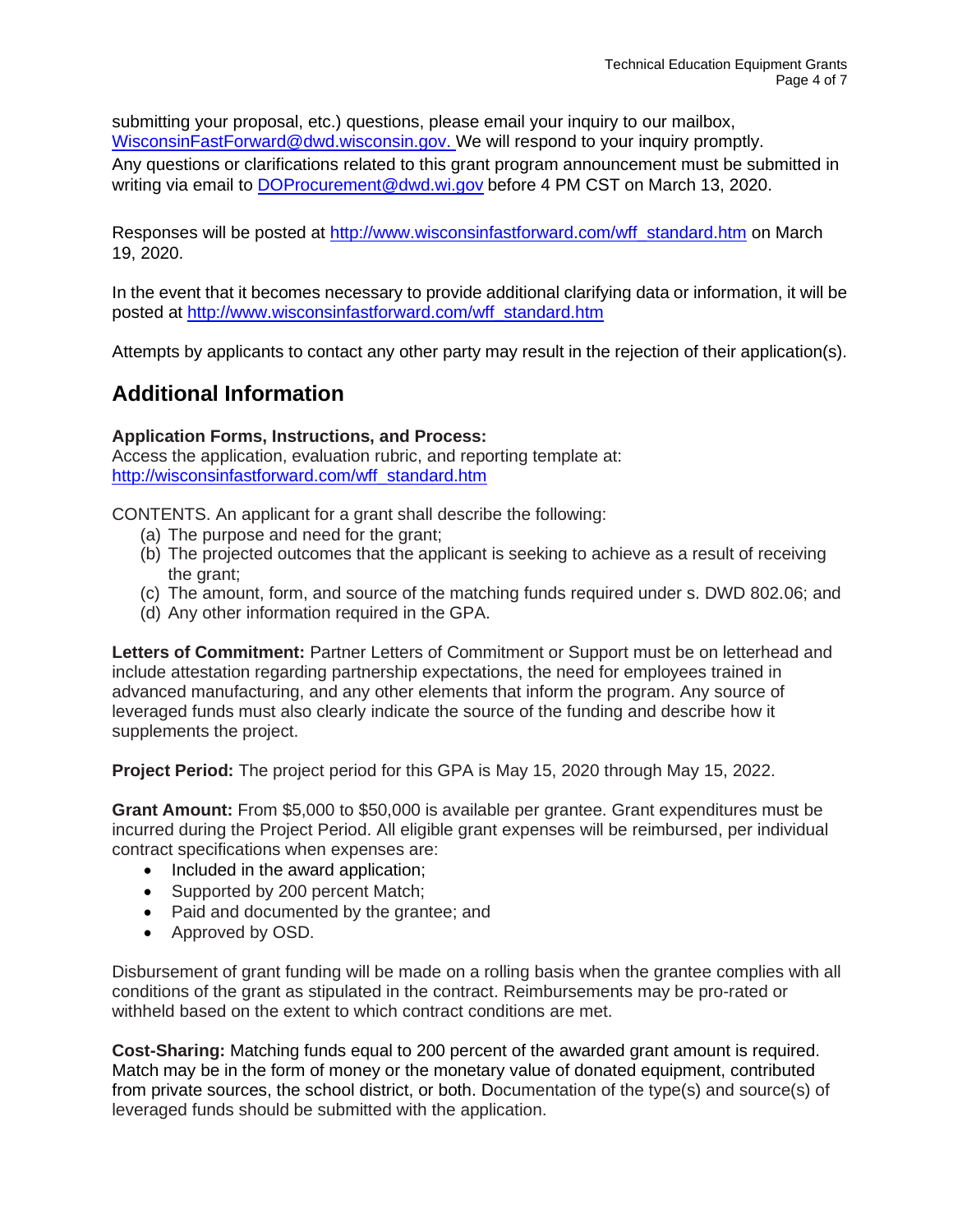submitting your proposal, etc.) questions, please email your inquiry to our mailbox, WisconsinFastForward@dwd.wisconsin.gov. We will respond to your inquiry promptly.
Any questions or clarifications related to this grant program announcement must be submitted in writing via email to DOProcurement@dwd.wi.gov before 4 PM CST on March 13, 2020.

Responses will be posted at http://www.wisconsinfastforward.com/wff_standard.htm on March 19, 2020.

In the event that it becomes necessary to provide additional clarifying data or information, it will be posted at http://www.wisconsinfastforward.com/wff_standard.htm

Attempts by applicants to contact any other party may result in the rejection of their application(s).

## Additional Information

**Application Forms, Instructions, and Process:**
Access the application, evaluation rubric, and reporting template at:
http://wisconsinfastforward.com/wff_standard.htm

CONTENTS. An applicant for a grant shall describe the following:

(a) The purpose and need for the grant;
(b) The projected outcomes that the applicant is seeking to achieve as a result of receiving the grant;
(c) The amount, form, and source of the matching funds required under s. DWD 802.06; and
(d) Any other information required in the GPA.

**Letters of Commitment:** Partner Letters of Commitment or Support must be on letterhead and include attestation regarding partnership expectations, the need for employees trained in advanced manufacturing, and any other elements that inform the program. Any source of leveraged funds must also clearly indicate the source of the funding and describe how it supplements the project.

**Project Period:** The project period for this GPA is May 15, 2020 through May 15, 2022.

**Grant Amount:** From $5,000 to $50,000 is available per grantee. Grant expenditures must be incurred during the Project Period. All eligible grant expenses will be reimbursed, per individual contract specifications when expenses are:

- Included in the award application;
- Supported by 200 percent Match;
- Paid and documented by the grantee; and
- Approved by OSD.

Disbursement of grant funding will be made on a rolling basis when the grantee complies with all conditions of the grant as stipulated in the contract. Reimbursements may be pro-rated or withheld based on the extent to which contract conditions are met.

**Cost-Sharing:** Matching funds equal to 200 percent of the awarded grant amount is required. Match may be in the form of money or the monetary value of donated equipment, contributed from private sources, the school district, or both. Documentation of the type(s) and source(s) of leveraged funds should be submitted with the application.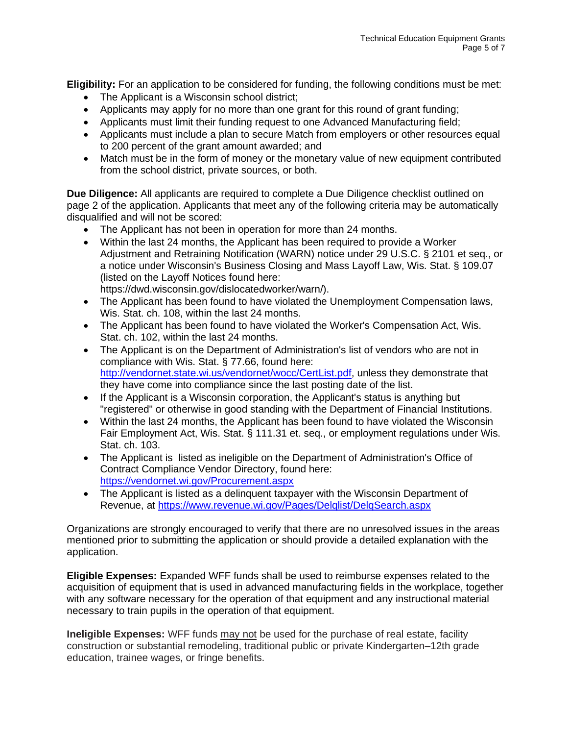**Eligibility:** For an application to be considered for funding, the following conditions must be met:

- The Applicant is a Wisconsin school district;
- Applicants may apply for no more than one grant for this round of grant funding;
- Applicants must limit their funding request to one Advanced Manufacturing field;
- Applicants must include a plan to secure Match from employers or other resources equal to 200 percent of the grant amount awarded; and
- Match must be in the form of money or the monetary value of new equipment contributed from the school district, private sources, or both.

**Due Diligence:** All applicants are required to complete a Due Diligence checklist outlined on page 2 of the application. Applicants that meet any of the following criteria may be automatically disqualified and will not be scored:

- The Applicant has not been in operation for more than 24 months.
- Within the last 24 months, the Applicant has been required to provide a Worker Adjustment and Retraining Notification (WARN) notice under 29 U.S.C. § 2101 et seq., or a notice under Wisconsin's Business Closing and Mass Layoff Law, Wis. Stat. § 109.07 (listed on the Layoff Notices found here: https://dwd.wisconsin.gov/dislocatedworker/warn/).
- The Applicant has been found to have violated the Unemployment Compensation laws, Wis. Stat. ch. 108, within the last 24 months.
- The Applicant has been found to have violated the Worker's Compensation Act, Wis. Stat. ch. 102, within the last 24 months.
- The Applicant is on the Department of Administration's list of vendors who are not in compliance with Wis. Stat. § 77.66, found here: http://vendornet.state.wi.us/vendornet/wocc/CertList.pdf, unless they demonstrate that they have come into compliance since the last posting date of the list.
- If the Applicant is a Wisconsin corporation, the Applicant's status is anything but "registered" or otherwise in good standing with the Department of Financial Institutions.
- Within the last 24 months, the Applicant has been found to have violated the Wisconsin Fair Employment Act, Wis. Stat. § 111.31 et. seq., or employment regulations under Wis. Stat. ch. 103.
- The Applicant is listed as ineligible on the Department of Administration's Office of Contract Compliance Vendor Directory, found here: https://vendornet.wi.gov/Procurement.aspx
- The Applicant is listed as a delinquent taxpayer with the Wisconsin Department of Revenue, at https://www.revenue.wi.gov/Pages/Delqlist/DelqSearch.aspx

Organizations are strongly encouraged to verify that there are no unresolved issues in the areas mentioned prior to submitting the application or should provide a detailed explanation with the application.

**Eligible Expenses:** Expanded WFF funds shall be used to reimburse expenses related to the acquisition of equipment that is used in advanced manufacturing fields in the workplace, together with any software necessary for the operation of that equipment and any instructional material necessary to train pupils in the operation of that equipment.

**Ineligible Expenses:** WFF funds may not be used for the purchase of real estate, facility construction or substantial remodeling, traditional public or private Kindergarten–12th grade education, trainee wages, or fringe benefits.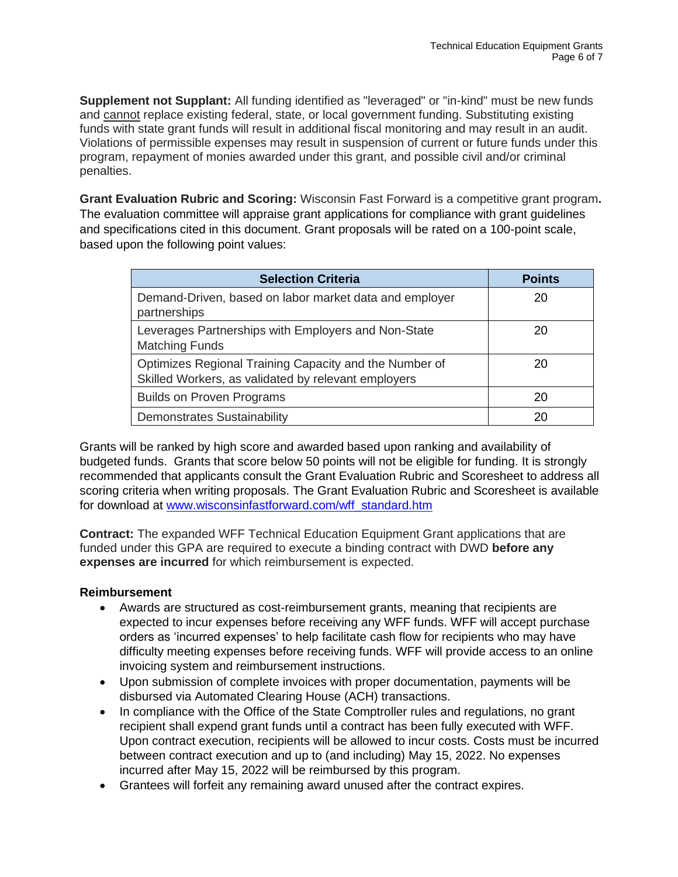**Supplement not Supplant:** All funding identified as "leveraged" or "in-kind" must be new funds and cannot replace existing federal, state, or local government funding. Substituting existing funds with state grant funds will result in additional fiscal monitoring and may result in an audit. Violations of permissible expenses may result in suspension of current or future funds under this program, repayment of monies awarded under this grant, and possible civil and/or criminal penalties.

**Grant Evaluation Rubric and Scoring:** Wisconsin Fast Forward is a competitive grant program**.** The evaluation committee will appraise grant applications for compliance with grant guidelines and specifications cited in this document. Grant proposals will be rated on a 100-point scale, based upon the following point values:

| Selection Criteria | Points |
| --- | --- |
| Demand-Driven, based on labor market data and employer partnerships | 20 |
| Leverages Partnerships with Employers and Non-State Matching Funds | 20 |
| Optimizes Regional Training Capacity and the Number of Skilled Workers, as validated by relevant employers | 20 |
| Builds on Proven Programs | 20 |
| Demonstrates Sustainability | 20 |

Grants will be ranked by high score and awarded based upon ranking and availability of budgeted funds. Grants that score below 50 points will not be eligible for funding. It is strongly recommended that applicants consult the Grant Evaluation Rubric and Scoresheet to address all scoring criteria when writing proposals. The Grant Evaluation Rubric and Scoresheet is available for download at www.wisconsinfastforward.com/wff_standard.htm

**Contract:** The expanded WFF Technical Education Equipment Grant applications that are funded under this GPA are required to execute a binding contract with DWD **before any expenses are incurred** for which reimbursement is expected.

**Reimbursement**

- Awards are structured as cost-reimbursement grants, meaning that recipients are expected to incur expenses before receiving any WFF funds. WFF will accept purchase orders as 'incurred expenses' to help facilitate cash flow for recipients who may have difficulty meeting expenses before receiving funds. WFF will provide access to an online invoicing system and reimbursement instructions.
- Upon submission of complete invoices with proper documentation, payments will be disbursed via Automated Clearing House (ACH) transactions.
- In compliance with the Office of the State Comptroller rules and regulations, no grant recipient shall expend grant funds until a contract has been fully executed with WFF. Upon contract execution, recipients will be allowed to incur costs. Costs must be incurred between contract execution and up to (and including) May 15, 2022. No expenses incurred after May 15, 2022 will be reimbursed by this program.
- Grantees will forfeit any remaining award unused after the contract expires.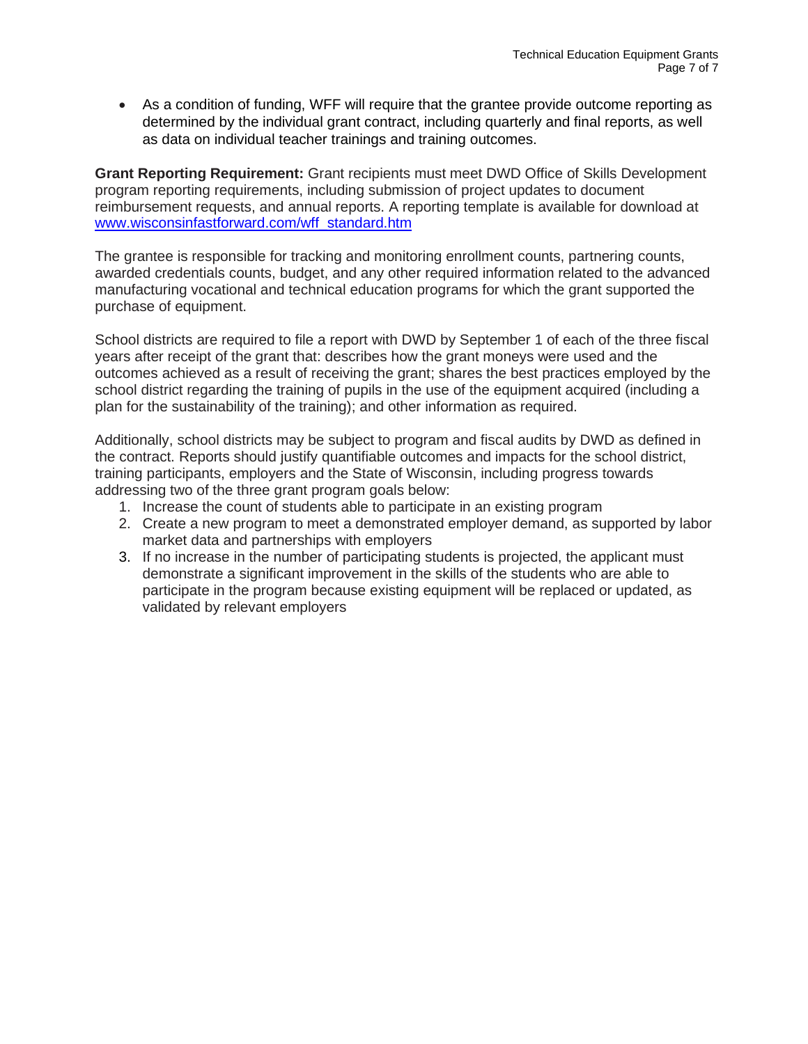- As a condition of funding, WFF will require that the grantee provide outcome reporting as determined by the individual grant contract, including quarterly and final reports, as well as data on individual teacher trainings and training outcomes.

**Grant Reporting Requirement:** Grant recipients must meet DWD Office of Skills Development program reporting requirements, including submission of project updates to document reimbursement requests, and annual reports. A reporting template is available for download at www.wisconsinfastforward.com/wff_standard.htm

The grantee is responsible for tracking and monitoring enrollment counts, partnering counts, awarded credentials counts, budget, and any other required information related to the advanced manufacturing vocational and technical education programs for which the grant supported the purchase of equipment.

School districts are required to file a report with DWD by September 1 of each of the three fiscal years after receipt of the grant that: describes how the grant moneys were used and the outcomes achieved as a result of receiving the grant; shares the best practices employed by the school district regarding the training of pupils in the use of the equipment acquired (including a plan for the sustainability of the training); and other information as required.

Additionally, school districts may be subject to program and fiscal audits by DWD as defined in the contract. Reports should justify quantifiable outcomes and impacts for the school district, training participants, employers and the State of Wisconsin, including progress towards addressing two of the three grant program goals below:

1. Increase the count of students able to participate in an existing program
2. Create a new program to meet a demonstrated employer demand, as supported by labor market data and partnerships with employers
3. If no increase in the number of participating students is projected, the applicant must demonstrate a significant improvement in the skills of the students who are able to participate in the program because existing equipment will be replaced or updated, as validated by relevant employers